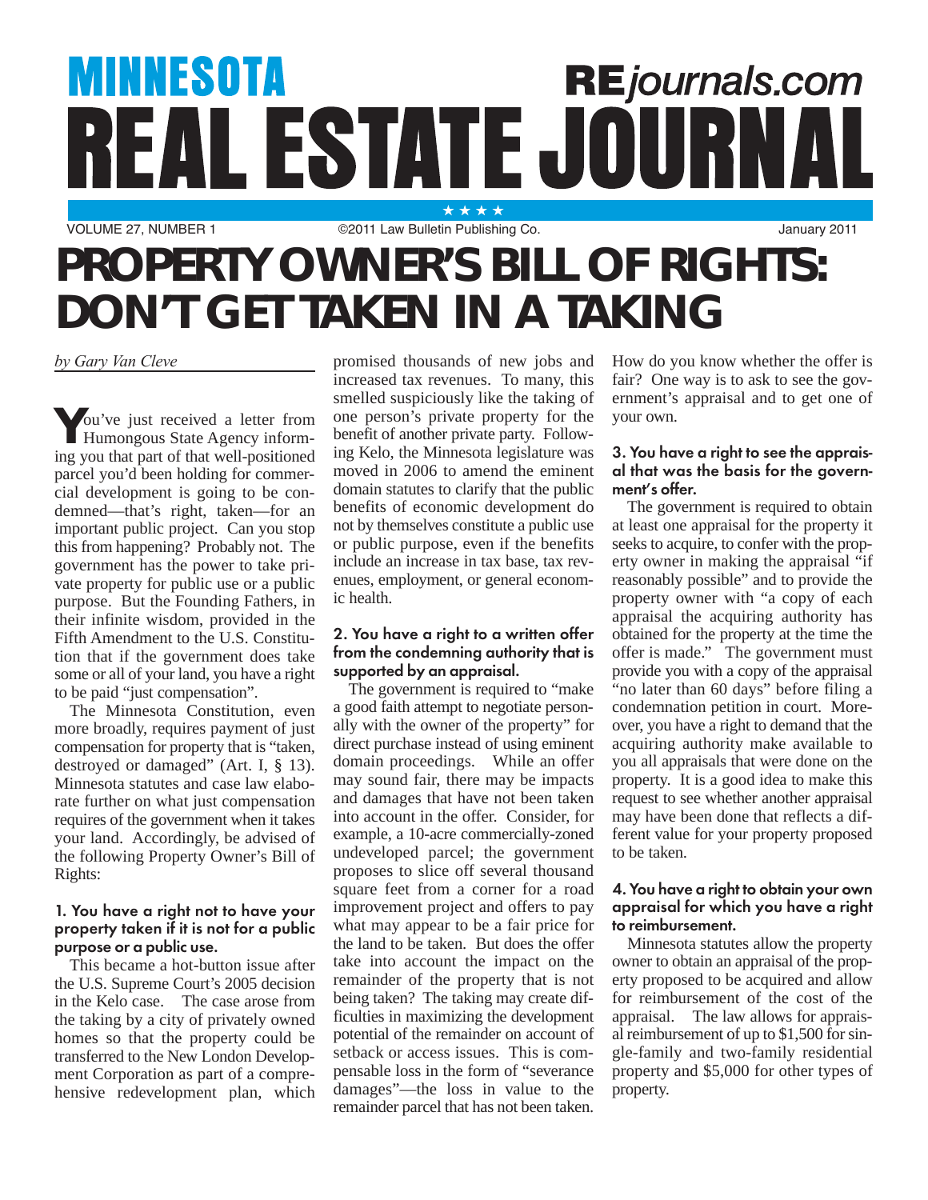# PROPERTY OWNER'S BILL OF RIGHTS: DON'T GET TAKEN IN A TAKING

*by Gary Van Cleve*

You've just received a letter from Humongous State Agency informing you that part of that well-positioned parcel you'd been holding for commercial development is going to be condemned—that's right, taken—for an important public project. Can you stop this from happening? Probably not. The government has the power to take private property for public use or a public purpose. But the Founding Fathers, in their infinite wisdom, provided in the Fifth Amendment to the U.S. Constitution that if the government does take some or all of your land, you have a right to be paid "just compensation".

The Minnesota Constitution, even more broadly, requires payment of just compensation for property that is "taken, destroyed or damaged" (Art. I, § 13). Minnesota statutes and case law elaborate further on what just compensation requires of the government when it takes your land. Accordingly, be advised of the following Property Owner's Bill of Rights:

### 1. You have a right not to have your property taken if it is not for a public purpose or a public use.

This became a hot-button issue after the U.S. Supreme Court's 2005 decision in the Kelo case. The case arose from the taking by a city of privately owned homes so that the property could be transferred to the New London Development Corporation as part of a comprehensive redevelopment plan, which promised thousands of new jobs and increased tax revenues. To many, this smelled suspiciously like the taking of one person's private property for the benefit of another private party. Following Kelo, the Minnesota legislature was moved in 2006 to amend the eminent domain statutes to clarify that the public benefits of economic development do not by themselves constitute a public use or public purpose, even if the benefits include an increase in tax base, tax revenues, employment, or general economic health.

### 2. You have a right to a written offer from the condemning authority that is supported by an appraisal.

The government is required to "make a good faith attempt to negotiate personally with the owner of the property" for direct purchase instead of using eminent domain proceedings. While an offer may sound fair, there may be impacts and damages that have not been taken into account in the offer. Consider, for example, a 10-acre commercially-zoned undeveloped parcel; the government proposes to slice off several thousand square feet from a corner for a road improvement project and offers to pay what may appear to be a fair price for the land to be taken. But does the offer take into account the impact on the remainder of the property that is not being taken? The taking may create difficulties in maximizing the development potential of the remainder on account of setback or access issues. This is compensable loss in the form of "severance damages"—the loss in value to the remainder parcel that has not been taken. How do you know whether the offer is fair? One way is to ask to see the government's appraisal and to get one of your own.

### 3. You have a right to see the appraisal that was the basis for the government's offer.

The government is required to obtain at least one appraisal for the property it seeks to acquire, to confer with the property owner in making the appraisal "if reasonably possible" and to provide the property owner with "a copy of each appraisal the acquiring authority has obtained for the property at the time the offer is made." The government must provide you with a copy of the appraisal "no later than 60 days" before filing a condemnation petition in court. Moreover, you have a right to demand that the acquiring authority make available to you all appraisals that were done on the property. It is a good idea to make this request to see whether another appraisal may have been done that reflects a different value for your property proposed to be taken.

### 4. You have a right to obtain your own appraisal for which you have a right to reimbursement.

Minnesota statutes allow the property owner to obtain an appraisal of the property proposed to be acquired and allow for reimbursement of the cost of the appraisal. The law allows for appraisal reimbursement of up to $1,500 for single-family and two-family residential property and $5,000 for other types of property.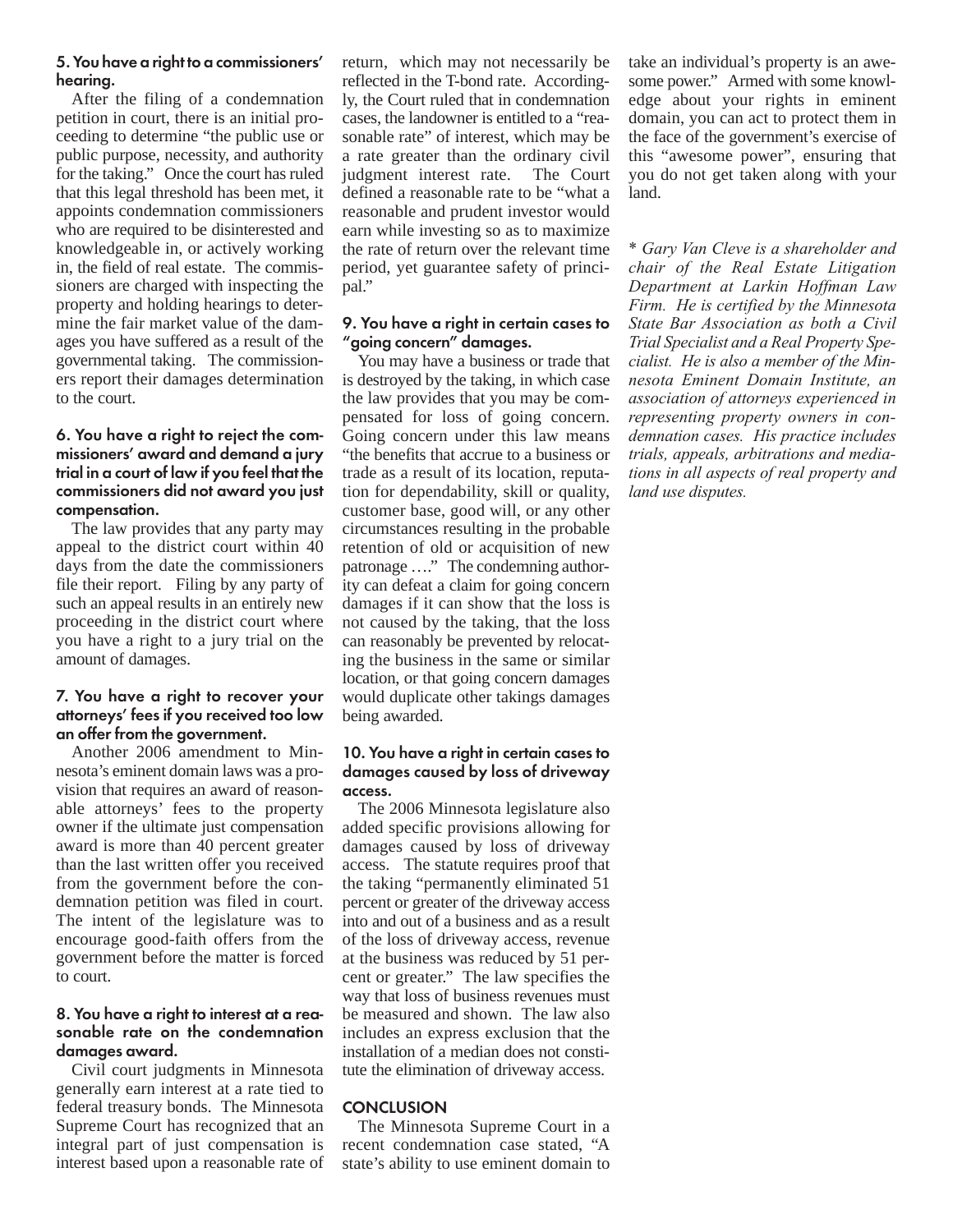### 5. You have a right to a commissioners' hearing.

After the filing of a condemnation petition in court, there is an initial proceeding to determine "the public use or public purpose, necessity, and authority for the taking." Once the court has ruled that this legal threshold has been met, it appoints condemnation commissioners who are required to be disinterested and knowledgeable in, or actively working in, the field of real estate. The commissioners are charged with inspecting the property and holding hearings to determine the fair market value of the damages you have suffered as a result of the governmental taking. The commissioners report their damages determination to the court.

### 6. You have a right to reject the commissioners' award and demand a jury trial in a court of law if you feel that the commissioners did not award you just compensation.

The law provides that any party may appeal to the district court within 40 days from the date the commissioners file their report. Filing by any party of such an appeal results in an entirely new proceeding in the district court where you have a right to a jury trial on the amount of damages.

### 7. You have a right to recover your attorneys' fees if you received too low an offer from the government.

Another 2006 amendment to Minnesota's eminent domain laws was a provision that requires an award of reasonable attorneys' fees to the property owner if the ultimate just compensation award is more than 40 percent greater than the last written offer you received from the government before the condemnation petition was filed in court. The intent of the legislature was to encourage good-faith offers from the government before the matter is forced to court.

### 8. You have a right to interest at a reasonable rate on the condemnation damages award.

Civil court judgments in Minnesota generally earn interest at a rate tied to federal treasury bonds. The Minnesota Supreme Court has recognized that an integral part of just compensation is interest based upon a reasonable rate of return, which may not necessarily be reflected in the T-bond rate. Accordingly, the Court ruled that in condemnation cases, the landowner is entitled to a "reasonable rate" of interest, which may be a rate greater than the ordinary civil judgment interest rate. The Court defined a reasonable rate to be "what a reasonable and prudent investor would earn while investing so as to maximize the rate of return over the relevant time period, yet guarantee safety of principal."

### 9. You have a right in certain cases to "going concern" damages.

You may have a business or trade that is destroyed by the taking, in which case the law provides that you may be compensated for loss of going concern. Going concern under this law means "the benefits that accrue to a business or trade as a result of its location, reputation for dependability, skill or quality, customer base, good will, or any other circumstances resulting in the probable retention of old or acquisition of new patronage …." The condemning authority can defeat a claim for going concern damages if it can show that the loss is not caused by the taking, that the loss can reasonably be prevented by relocating the business in the same or similar location, or that going concern damages would duplicate other takings damages being awarded.

### 10. You have a right in certain cases to damages caused by loss of driveway access.

The 2006 Minnesota legislature also added specific provisions allowing for damages caused by loss of driveway access. The statute requires proof that the taking "permanently eliminated 51 percent or greater of the driveway access into and out of a business and as a result of the loss of driveway access, revenue at the business was reduced by 51 percent or greater." The law specifies the way that loss of business revenues must be measured and shown. The law also includes an express exclusion that the installation of a median does not constitute the elimination of driveway access.

### CONCLUSION

The Minnesota Supreme Court in a recent condemnation case stated, "A state's ability to use eminent domain to take an individual's property is an awesome power." Armed with some knowledge about your rights in eminent domain, you can act to protect them in the face of the government's exercise of this "awesome power", ensuring that you do not get taken along with your land.

*\* Gary Van Cleve is a shareholder and chair of the Real Estate Litigation Department at Larkin Hoffman Law Firm. He is certified by the Minnesota State Bar Association as both a Civil Trial Specialist and a Real Property Specialist. He is also a member of the Minnesota Eminent Domain Institute, an association of attorneys experienced in representing property owners in condemnation cases. His practice includes trials, appeals, arbitrations and mediations in all aspects of real property and land use disputes.*